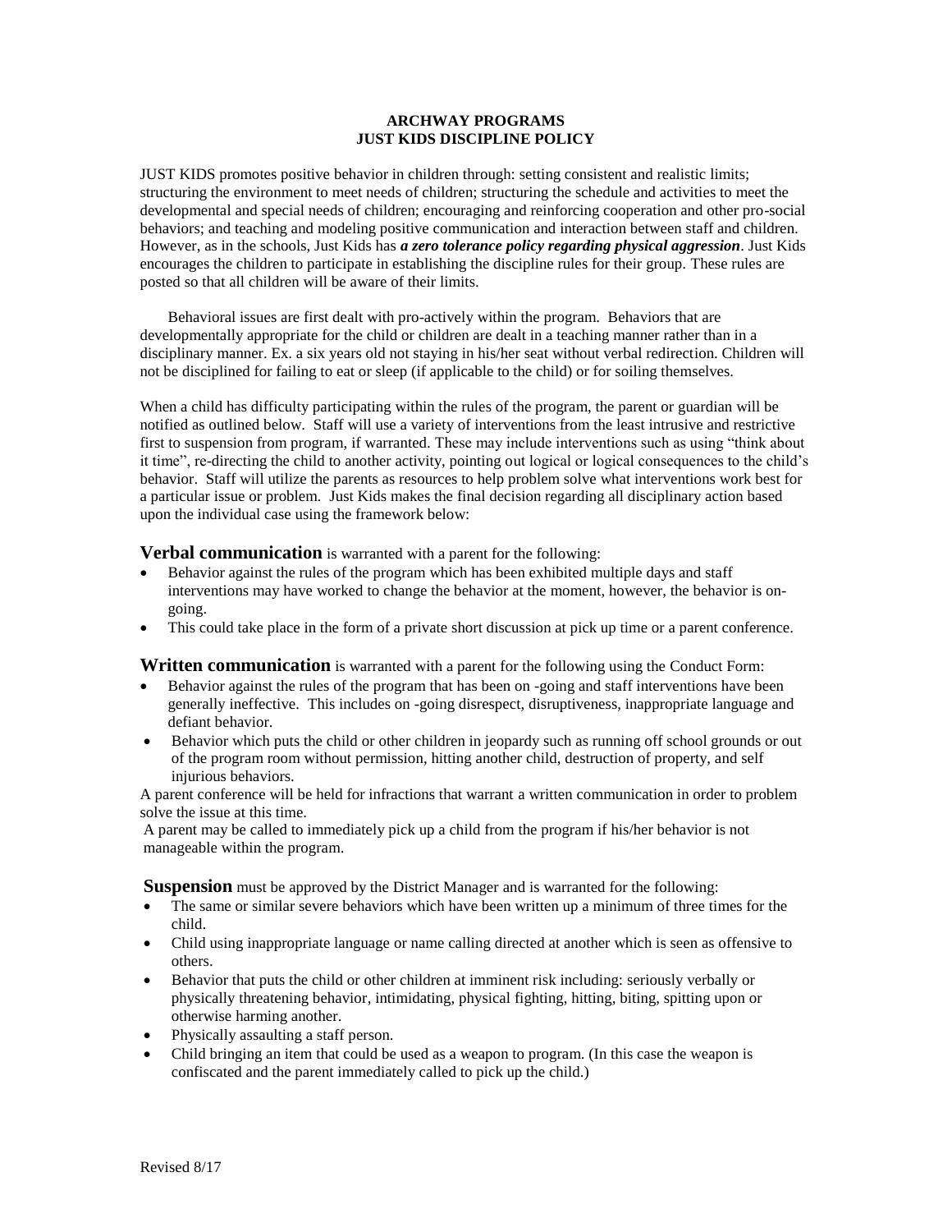**ARCHWAY PROGRAMS**
**JUST KIDS DISCIPLINE POLICY**

JUST KIDS promotes positive behavior in children through: setting consistent and realistic limits; structuring the environment to meet needs of children; structuring the schedule and activities to meet the developmental and special needs of children; encouraging and reinforcing cooperation and other pro-social behaviors; and teaching and modeling positive communication and interaction between staff and children. However, as in the schools, Just Kids has ***a zero tolerance policy regarding physical aggression***. Just Kids encourages the children to participate in establishing the discipline rules for their group. These rules are posted so that all children will be aware of their limits.

Behavioral issues are first dealt with pro-actively within the program. Behaviors that are developmentally appropriate for the child or children are dealt in a teaching manner rather than in a disciplinary manner. Ex. a six years old not staying in his/her seat without verbal redirection. Children will not be disciplined for failing to eat or sleep (if applicable to the child) or for soiling themselves.

When a child has difficulty participating within the rules of the program, the parent or guardian will be notified as outlined below. Staff will use a variety of interventions from the least intrusive and restrictive first to suspension from program, if warranted. These may include interventions such as using "think about it time", re-directing the child to another activity, pointing out logical or logical consequences to the child's behavior. Staff will utilize the parents as resources to help problem solve what interventions work best for a particular issue or problem. Just Kids makes the final decision regarding all disciplinary action based upon the individual case using the framework below:

**Verbal communication** is warranted with a parent for the following:

- Behavior against the rules of the program which has been exhibited multiple days and staff interventions may have worked to change the behavior at the moment, however, the behavior is on-going.
- This could take place in the form of a private short discussion at pick up time or a parent conference.

**Written communication** is warranted with a parent for the following using the Conduct Form:

- Behavior against the rules of the program that has been on -going and staff interventions have been generally ineffective. This includes on -going disrespect, disruptiveness, inappropriate language and defiant behavior.
- Behavior which puts the child or other children in jeopardy such as running off school grounds or out of the program room without permission, hitting another child, destruction of property, and self injurious behaviors.

A parent conference will be held for infractions that warrant a written communication in order to problem solve the issue at this time.

A parent may be called to immediately pick up a child from the program if his/her behavior is not manageable within the program.

**Suspension** must be approved by the District Manager and is warranted for the following:

- The same or similar severe behaviors which have been written up a minimum of three times for the child.
- Child using inappropriate language or name calling directed at another which is seen as offensive to others.
- Behavior that puts the child or other children at imminent risk including: seriously verbally or physically threatening behavior, intimidating, physical fighting, hitting, biting, spitting upon or otherwise harming another.
- Physically assaulting a staff person.
- Child bringing an item that could be used as a weapon to program. (In this case the weapon is confiscated and the parent immediately called to pick up the child.)

Revised 8/17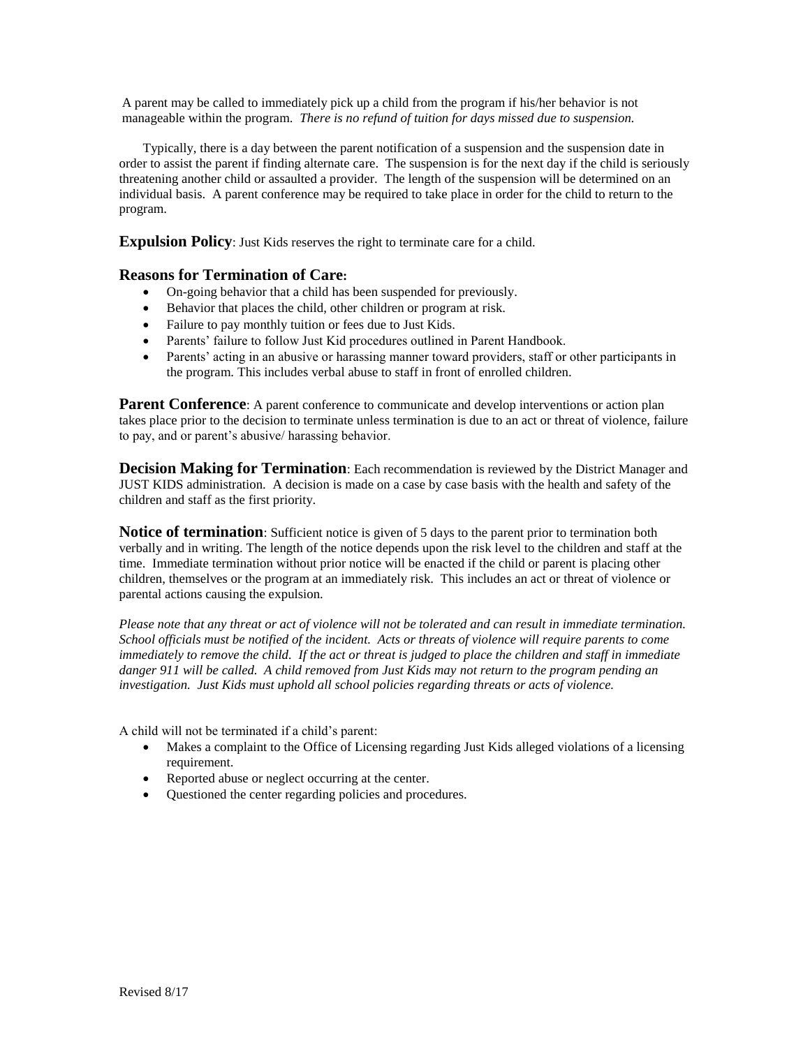A parent may be called to immediately pick up a child from the program if his/her behavior is not manageable within the program. *There is no refund of tuition for days missed due to suspension.*

Typically, there is a day between the parent notification of a suspension and the suspension date in order to assist the parent if finding alternate care. The suspension is for the next day if the child is seriously threatening another child or assaulted a provider. The length of the suspension will be determined on an individual basis. A parent conference may be required to take place in order for the child to return to the program.

**Expulsion Policy**: Just Kids reserves the right to terminate care for a child.

### Reasons for Termination of Care:

- On-going behavior that a child has been suspended for previously.
- Behavior that places the child, other children or program at risk.
- Failure to pay monthly tuition or fees due to Just Kids.
- Parents' failure to follow Just Kid procedures outlined in Parent Handbook.
- Parents' acting in an abusive or harassing manner toward providers, staff or other participants in the program. This includes verbal abuse to staff in front of enrolled children.

**Parent Conference**: A parent conference to communicate and develop interventions or action plan takes place prior to the decision to terminate unless termination is due to an act or threat of violence, failure to pay, and or parent's abusive/ harassing behavior.

**Decision Making for Termination**: Each recommendation is reviewed by the District Manager and JUST KIDS administration. A decision is made on a case by case basis with the health and safety of the children and staff as the first priority.

**Notice of termination**: Sufficient notice is given of 5 days to the parent prior to termination both verbally and in writing. The length of the notice depends upon the risk level to the children and staff at the time. Immediate termination without prior notice will be enacted if the child or parent is placing other children, themselves or the program at an immediately risk. This includes an act or threat of violence or parental actions causing the expulsion.

*Please note that any threat or act of violence will not be tolerated and can result in immediate termination. School officials must be notified of the incident. Acts or threats of violence will require parents to come immediately to remove the child. If the act or threat is judged to place the children and staff in immediate danger 911 will be called. A child removed from Just Kids may not return to the program pending an investigation. Just Kids must uphold all school policies regarding threats or acts of violence.*

A child will not be terminated if a child's parent:

- Makes a complaint to the Office of Licensing regarding Just Kids alleged violations of a licensing requirement.
- Reported abuse or neglect occurring at the center.
- Questioned the center regarding policies and procedures.

Revised 8/17